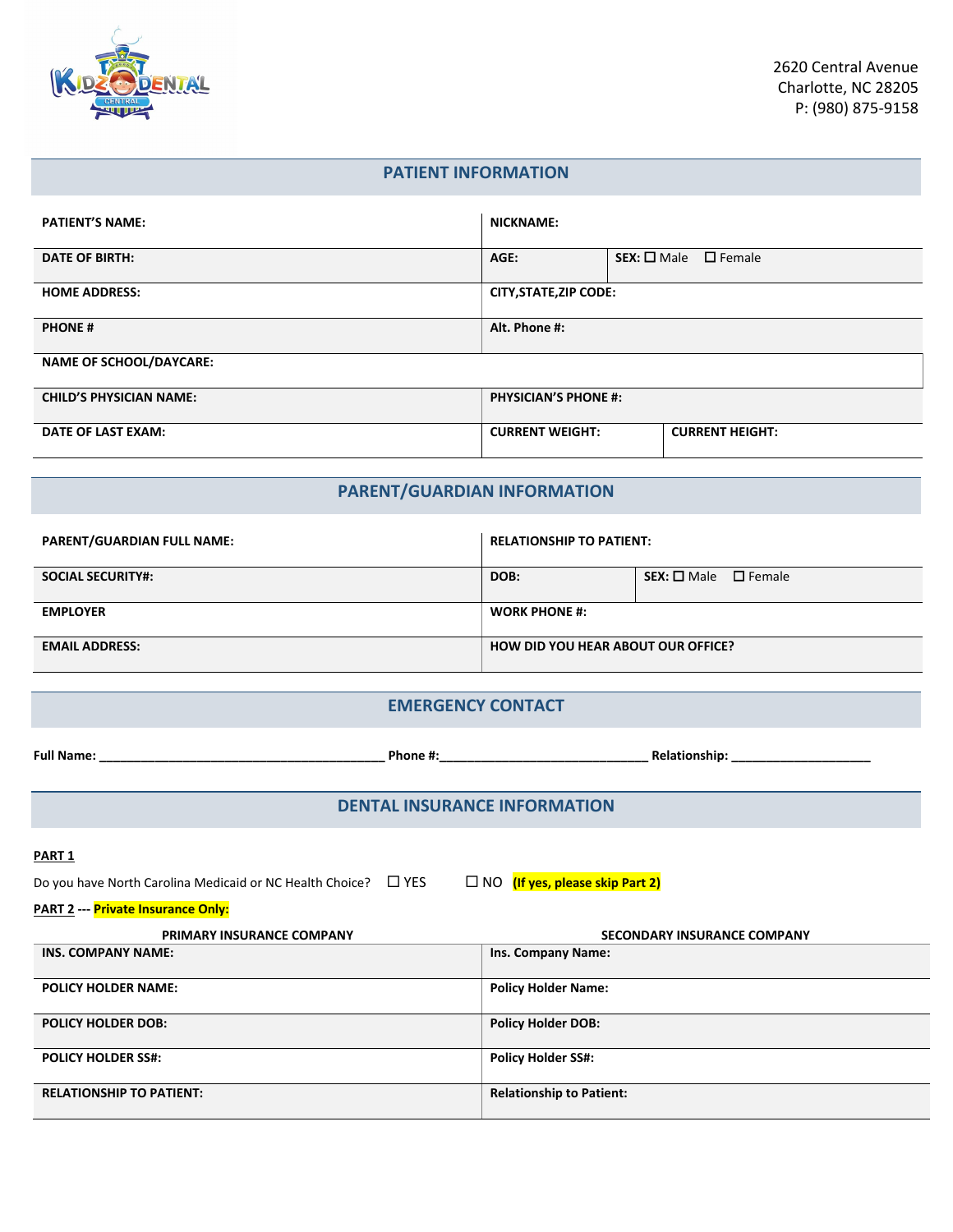2620 Central Avenue
Charlotte, NC 28205
P: (980) 875-9158

## PATIENT INFORMATION

| PATIENT'S NAME: | NICKNAME: | |
|---|---|---|
| DATE OF BIRTH: | AGE: | SEX: ☐ Male ☐ Female |
| HOME ADDRESS: | CITY,STATE,ZIP CODE: | |
| PHONE # | Alt. Phone #: | |
| NAME OF SCHOOL/DAYCARE: | | |
| CHILD'S PHYSICIAN NAME: | PHYSICIAN'S PHONE #: | |
| DATE OF LAST EXAM: | CURRENT WEIGHT: | CURRENT HEIGHT: |

## PARENT/GUARDIAN INFORMATION

| PARENT/GUARDIAN FULL NAME: | RELATIONSHIP TO PATIENT: | |
|---|---|---|
| SOCIAL SECURITY#: | DOB: | SEX: ☐ Male ☐ Female |
| EMPLOYER | WORK PHONE #: | |
| EMAIL ADDRESS: | HOW DID YOU HEAR ABOUT OUR OFFICE? | |

## EMERGENCY CONTACT

**Full Name:** ________________________________________ **Phone #:**_____________________________ **Relationship:** ____________________

## DENTAL INSURANCE INFORMATION

**PART 1**

Do you have North Carolina Medicaid or NC Health Choice? ☐ YES ☐ NO **(If yes, please skip Part 2)**

**PART 2** --- **Private Insurance Only:**

| PRIMARY INSURANCE COMPANY | SECONDARY INSURANCE COMPANY |
|---|---|
| INS. COMPANY NAME: | Ins. Company Name: |
| POLICY HOLDER NAME: | Policy Holder Name: |
| POLICY HOLDER DOB: | Policy Holder DOB: |
| POLICY HOLDER SS#: | Policy Holder SS#: |
| RELATIONSHIP TO PATIENT: | Relationship to Patient: |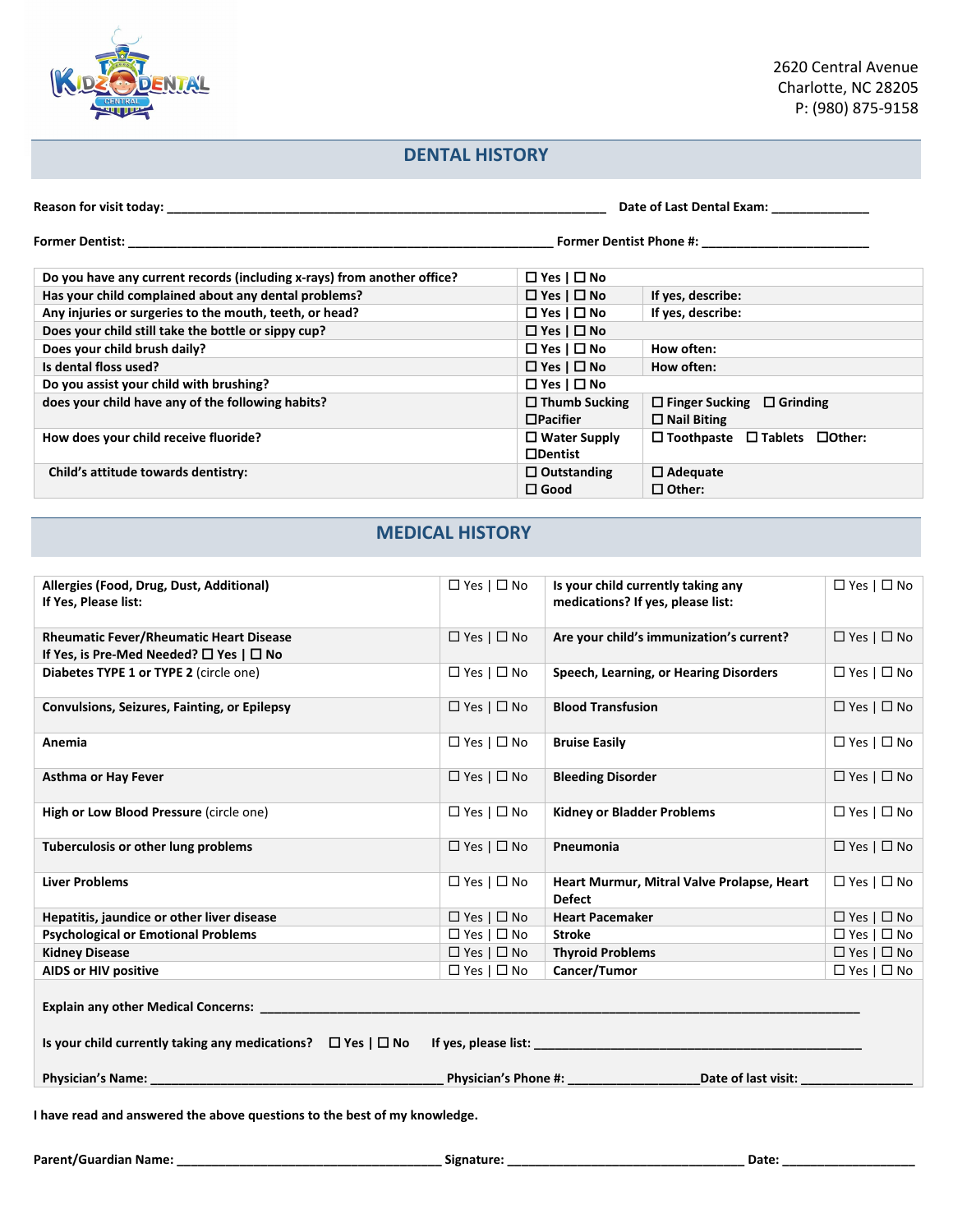2620 Central Avenue
Charlotte, NC 28205
P: (980) 875-9158

## DENTAL HISTORY

**Reason for visit today:** ______________________________ **Date of Last Dental Exam:** ______________

**Former Dentist:** ______________________________ **Former Dentist Phone #:** ______________________

| | | |
|---|---|---|
| **Do you have any current records (including x-rays) from another office?** | ☐ Yes \| ☐ No | |
| **Has your child complained about any dental problems?** | ☐ Yes \| ☐ No | **If yes, describe:** |
| **Any injuries or surgeries to the mouth, teeth, or head?** | ☐ Yes \| ☐ No | **If yes, describe:** |
| **Does your child still take the bottle or sippy cup?** | ☐ Yes \| ☐ No | |
| **Does your child brush daily?** | ☐ Yes \| ☐ No | **How often:** |
| **Is dental floss used?** | ☐ Yes \| ☐ No | **How often:** |
| **Do you assist your child with brushing?** | ☐ Yes \| ☐ No | |
| **does your child have any of the following habits?** | ☐ Thumb Sucking ☐ Pacifier | ☐ Finger Sucking ☐ Grinding ☐ Nail Biting |
| **How does your child receive fluoride?** | ☐ Water Supply ☐ Dentist | ☐ Toothpaste ☐ Tablets ☐ Other: |
| **Child's attitude towards dentistry:** | ☐ Outstanding ☐ Good | ☐ Adequate ☐ Other: |

## MEDICAL HISTORY

| | | | |
|---|---|---|---|
| **Allergies (Food, Drug, Dust, Additional) If Yes, Please list:** | ☐ Yes \| ☐ No | **Is your child currently taking any medications? If yes, please list:** | ☐ Yes \| ☐ No |
| **Rheumatic Fever/Rheumatic Heart Disease If Yes, is Pre-Med Needed?** ☐ **Yes** \| ☐ **No** | ☐ Yes \| ☐ No | **Are your child's immunization's current?** | ☐ Yes \| ☐ No |
| **Diabetes TYPE 1 or TYPE 2** (circle one) | ☐ Yes \| ☐ No | **Speech, Learning, or Hearing Disorders** | ☐ Yes \| ☐ No |
| **Convulsions, Seizures, Fainting, or Epilepsy** | ☐ Yes \| ☐ No | **Blood Transfusion** | ☐ Yes \| ☐ No |
| **Anemia** | ☐ Yes \| ☐ No | **Bruise Easily** | ☐ Yes \| ☐ No |
| **Asthma or Hay Fever** | ☐ Yes \| ☐ No | **Bleeding Disorder** | ☐ Yes \| ☐ No |
| **High or Low Blood Pressure** (circle one) | ☐ Yes \| ☐ No | **Kidney or Bladder Problems** | ☐ Yes \| ☐ No |
| **Tuberculosis or other lung problems** | ☐ Yes \| ☐ No | **Pneumonia** | ☐ Yes \| ☐ No |
| **Liver Problems** | ☐ Yes \| ☐ No | **Heart Murmur, Mitral Valve Prolapse, Heart Defect** | ☐ Yes \| ☐ No |
| **Hepatitis, jaundice or other liver disease** | ☐ Yes \| ☐ No | **Heart Pacemaker** | ☐ Yes \| ☐ No |
| **Psychological or Emotional Problems** | ☐ Yes \| ☐ No | **Stroke** | ☐ Yes \| ☐ No |
| **Kidney Disease** | ☐ Yes \| ☐ No | **Thyroid Problems** | ☐ Yes \| ☐ No |
| **AIDS or HIV positive** | ☐ Yes \| ☐ No | **Cancer/Tumor** | ☐ Yes \| ☐ No |

**Explain any other Medical Concerns:** ______________________________________________

**Is your child currently taking any medications?** ☐ **Yes** | ☐ **No** **If yes, please list:** ______________________________

**Physician's Name:** ______________________ **Physician's Phone #:** __________________ **Date of last visit:** ________________

**I have read and answered the above questions to the best of my knowledge.**

**Parent/Guardian Name:** ______________________ **Signature:** ______________________ **Date:** ____________________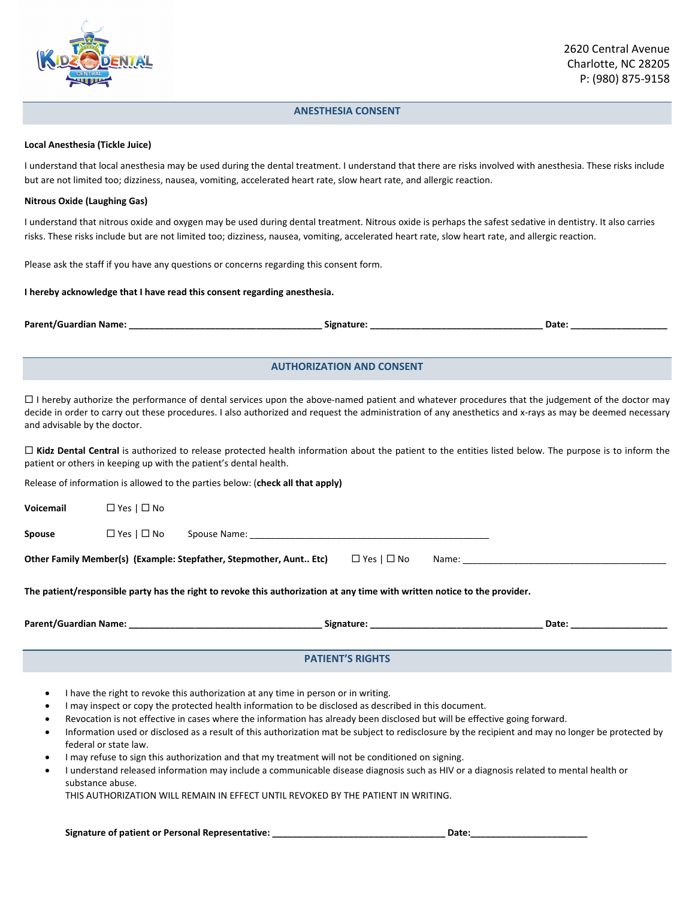2620 Central Avenue
Charlotte, NC 28205
P: (980) 875-9158

## ANESTHESIA CONSENT

**Local Anesthesia (Tickle Juice)**

I understand that local anesthesia may be used during the dental treatment. I understand that there are risks involved with anesthesia. These risks include but are not limited too; dizziness, nausea, vomiting, accelerated heart rate, slow heart rate, and allergic reaction.

**Nitrous Oxide (Laughing Gas)**

I understand that nitrous oxide and oxygen may be used during dental treatment. Nitrous oxide is perhaps the safest sedative in dentistry. It also carries risks. These risks include but are not limited too; dizziness, nausea, vomiting, accelerated heart rate, slow heart rate, and allergic reaction.

Please ask the staff if you have any questions or concerns regarding this consent form.

**I hereby acknowledge that I have read this consent regarding anesthesia.**

**Parent/Guardian Name:** ______________________________ **Signature:** ___________________________ **Date:** _______________

## AUTHORIZATION AND CONSENT

☐ I hereby authorize the performance of dental services upon the above-named patient and whatever procedures that the judgement of the doctor may decide in order to carry out these procedures. I also authorized and request the administration of any anesthetics and x-rays as may be deemed necessary and advisable by the doctor.

☐ **Kidz Dental Central** is authorized to release protected health information about the patient to the entities listed below. The purpose is to inform the patient or others in keeping up with the patient's dental health.

Release of information is allowed to the parties below: (**check all that apply)**

**Voicemail** ☐ Yes | ☐ No

**Spouse** ☐ Yes | ☐ No Spouse Name: ______________________________________

**Other Family Member(s) (Example: Stepfather, Stepmother, Aunt.. Etc)** ☐ Yes | ☐ No Name: ______________________________________

**The patient/responsible party has the right to revoke this authorization at any time with written notice to the provider.**

**Parent/Guardian Name:** ______________________________ **Signature:** ___________________________ **Date:** _______________

## PATIENT'S RIGHTS

- I have the right to revoke this authorization at any time in person or in writing.
- I may inspect or copy the protected health information to be disclosed as described in this document.
- Revocation is not effective in cases where the information has already been disclosed but will be effective going forward.
- Information used or disclosed as a result of this authorization mat be subject to redisclosure by the recipient and may no longer be protected by federal or state law.
- I may refuse to sign this authorization and that my treatment will not be conditioned on signing.
- I understand released information may include a communicable disease diagnosis such as HIV or a diagnosis related to mental health or substance abuse.

THIS AUTHORIZATION WILL REMAIN IN EFFECT UNTIL REVOKED BY THE PATIENT IN WRITING.

**Signature of patient or Personal Representative:** ___________________________ **Date:**__________________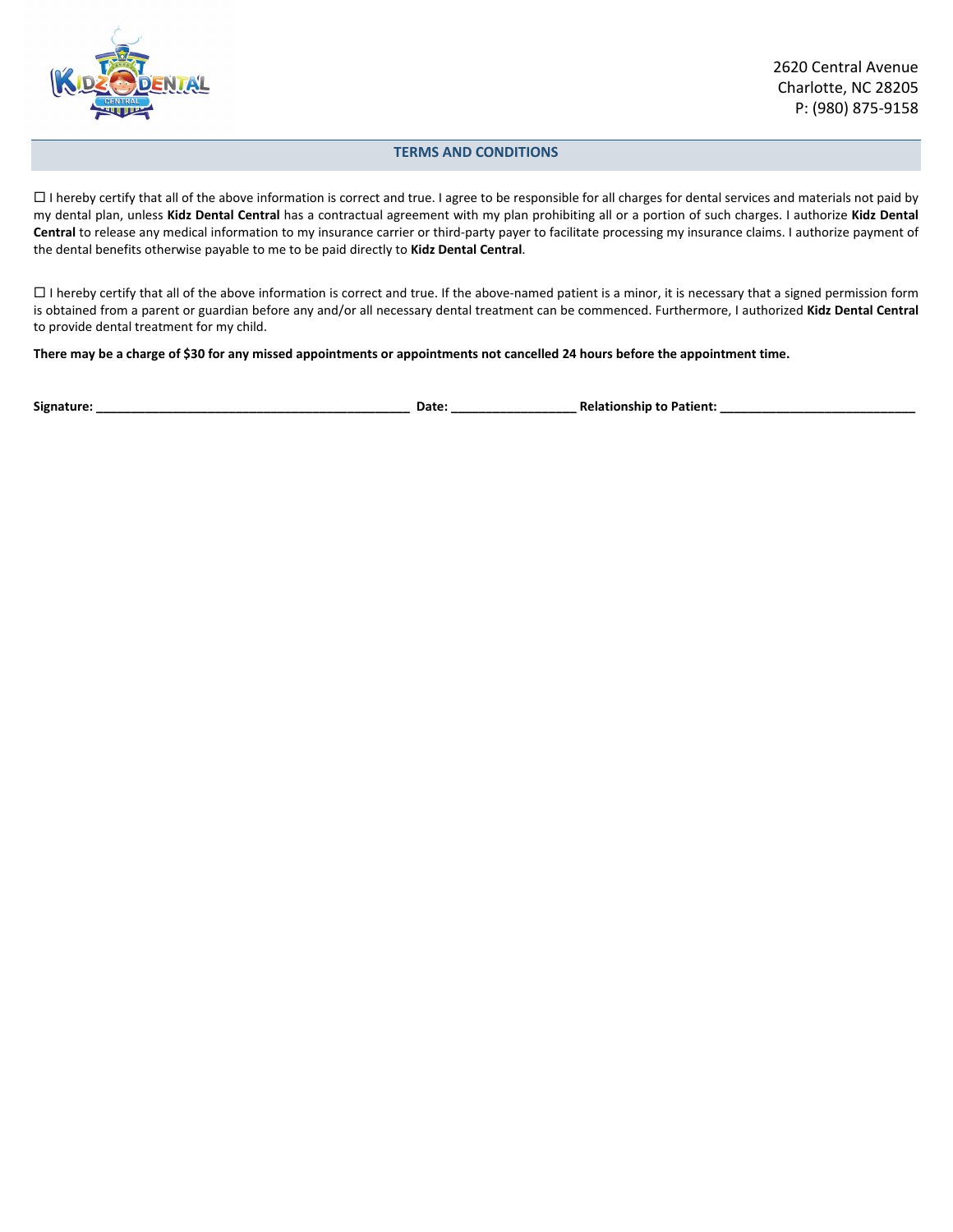2620 Central Avenue
Charlotte, NC 28205
P: (980) 875-9158

## TERMS AND CONDITIONS

☐ I hereby certify that all of the above information is correct and true. I agree to be responsible for all charges for dental services and materials not paid by my dental plan, unless **Kidz Dental Central** has a contractual agreement with my plan prohibiting all or a portion of such charges. I authorize **Kidz Dental Central** to release any medical information to my insurance carrier or third-party payer to facilitate processing my insurance claims. I authorize payment of the dental benefits otherwise payable to me to be paid directly to **Kidz Dental Central**.

☐ I hereby certify that all of the above information is correct and true. If the above-named patient is a minor, it is necessary that a signed permission form is obtained from a parent or guardian before any and/or all necessary dental treatment can be commenced. Furthermore, I authorized **Kidz Dental Central** to provide dental treatment for my child.

**There may be a charge of $30 for any missed appointments or appointments not cancelled 24 hours before the appointment time.**

**Signature:** ____________________________________________ **Date:** _________________ **Relationship to Patient:** ___________________________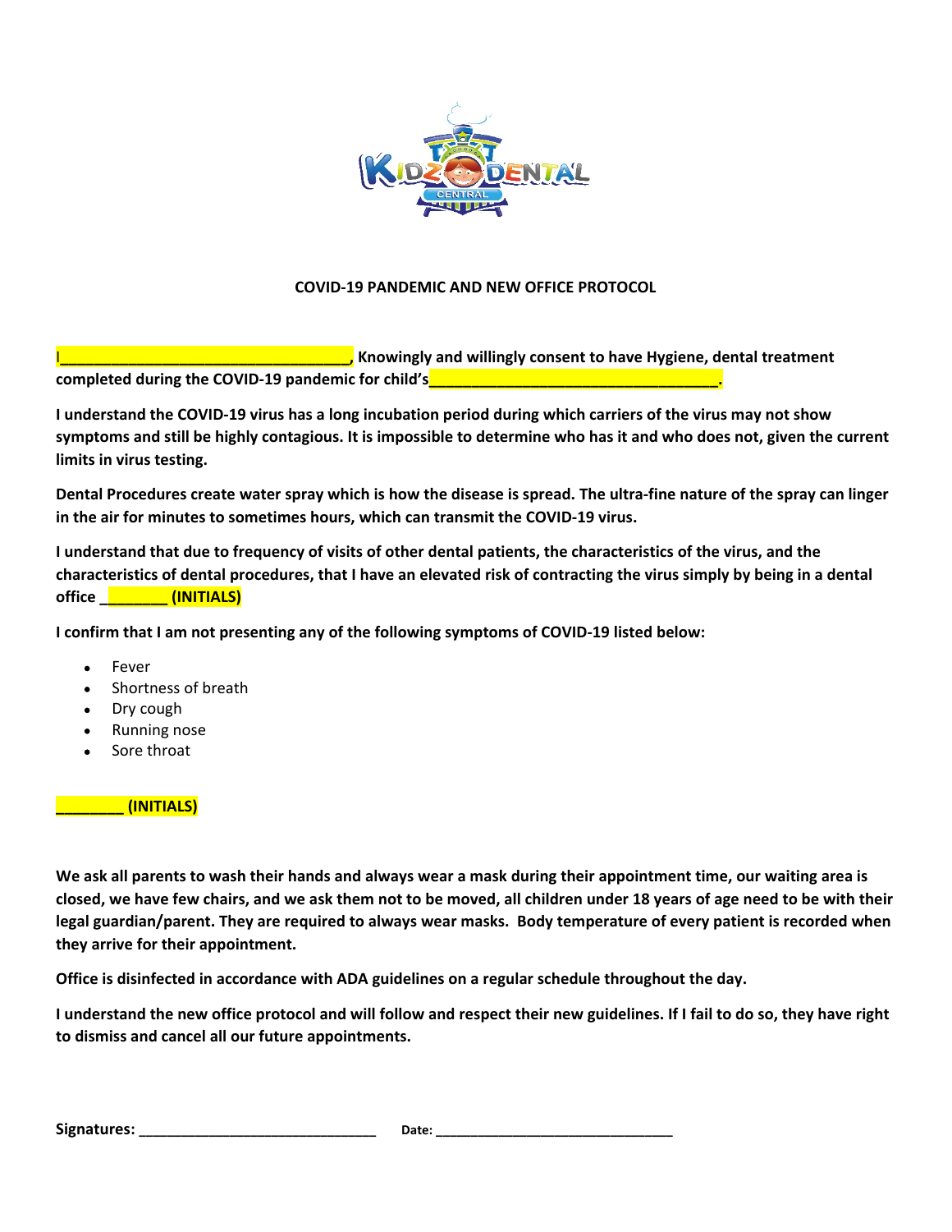**COVID-19 PANDEMIC AND NEW OFFICE PROTOCOL**

**I__________________________________, Knowingly and willingly consent to have Hygiene, dental treatment completed during the COVID-19 pandemic for child's__________________________________.**

**I understand the COVID-19 virus has a long incubation period during which carriers of the virus may not show symptoms and still be highly contagious. It is impossible to determine who has it and who does not, given the current limits in virus testing.**

**Dental Procedures create water spray which is how the disease is spread. The ultra-fine nature of the spray can linger in the air for minutes to sometimes hours, which can transmit the COVID-19 virus.**

**I understand that due to frequency of visits of other dental patients, the characteristics of the virus, and the characteristics of dental procedures, that I have an elevated risk of contracting the virus simply by being in a dental office ________ (INITIALS)**

**I confirm that I am not presenting any of the following symptoms of COVID-19 listed below:**

- Fever
- Shortness of breath
- Dry cough
- Running nose
- Sore throat

**________ (INITIALS)**

**We ask all parents to wash their hands and always wear a mask during their appointment time, our waiting area is closed, we have few chairs, and we ask them not to be moved, all children under 18 years of age need to be with their legal guardian/parent. They are required to always wear masks. Body temperature of every patient is recorded when they arrive for their appointment.**

**Office is disinfected in accordance with ADA guidelines on a regular schedule throughout the day.**

**I understand the new office protocol and will follow and respect their new guidelines. If I fail to do so, they have right to dismiss and cancel all our future appointments.**

**Signatures:** ______________________________ **Date:** ______________________________